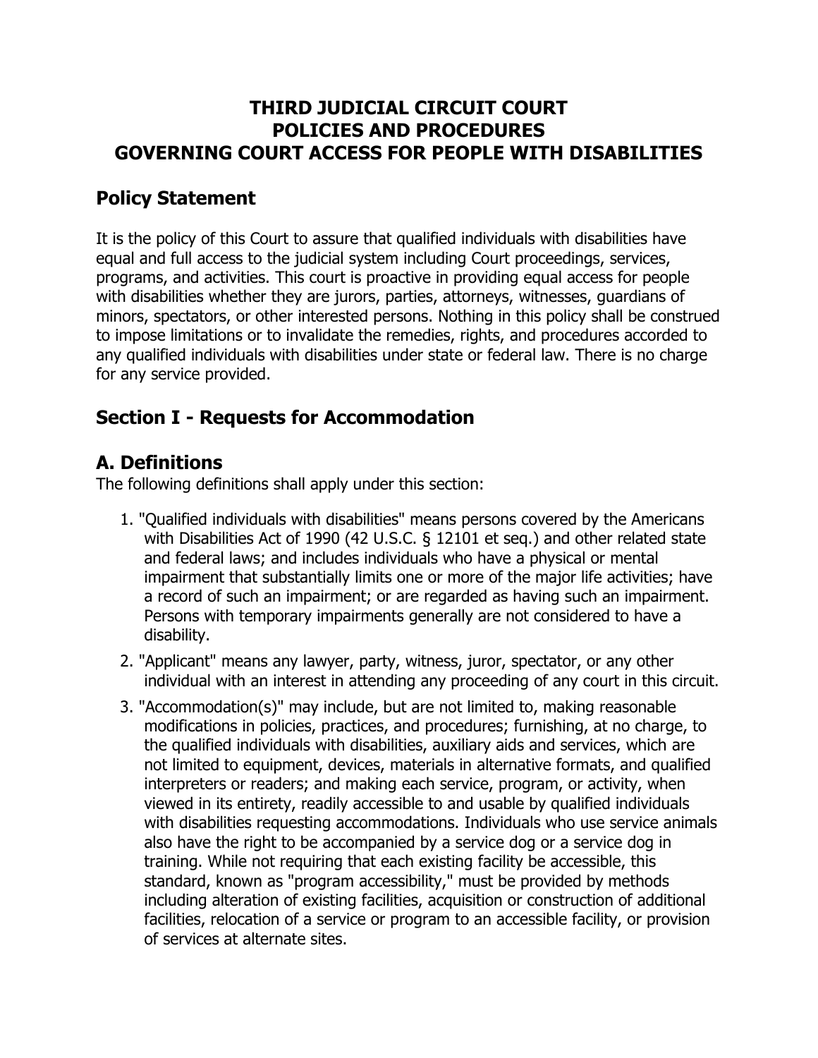# THIRD JUDICIAL CIRCUIT COURT
# POLICIES AND PROCEDURES
# GOVERNING COURT ACCESS FOR PEOPLE WITH DISABILITIES

## Policy Statement

It is the policy of this Court to assure that qualified individuals with disabilities have equal and full access to the judicial system including Court proceedings, services, programs, and activities. This court is proactive in providing equal access for people with disabilities whether they are jurors, parties, attorneys, witnesses, guardians of minors, spectators, or other interested persons. Nothing in this policy shall be construed to impose limitations or to invalidate the remedies, rights, and procedures accorded to any qualified individuals with disabilities under state or federal law. There is no charge for any service provided.

## Section I - Requests for Accommodation

## A. Definitions

The following definitions shall apply under this section:

1. "Qualified individuals with disabilities" means persons covered by the Americans with Disabilities Act of 1990 (42 U.S.C. § 12101 et seq.) and other related state and federal laws; and includes individuals who have a physical or mental impairment that substantially limits one or more of the major life activities; have a record of such an impairment; or are regarded as having such an impairment. Persons with temporary impairments generally are not considered to have a disability.
2. "Applicant" means any lawyer, party, witness, juror, spectator, or any other individual with an interest in attending any proceeding of any court in this circuit.
3. "Accommodation(s)" may include, but are not limited to, making reasonable modifications in policies, practices, and procedures; furnishing, at no charge, to the qualified individuals with disabilities, auxiliary aids and services, which are not limited to equipment, devices, materials in alternative formats, and qualified interpreters or readers; and making each service, program, or activity, when viewed in its entirety, readily accessible to and usable by qualified individuals with disabilities requesting accommodations. Individuals who use service animals also have the right to be accompanied by a service dog or a service dog in training. While not requiring that each existing facility be accessible, this standard, known as "program accessibility," must be provided by methods including alteration of existing facilities, acquisition or construction of additional facilities, relocation of a service or program to an accessible facility, or provision of services at alternate sites.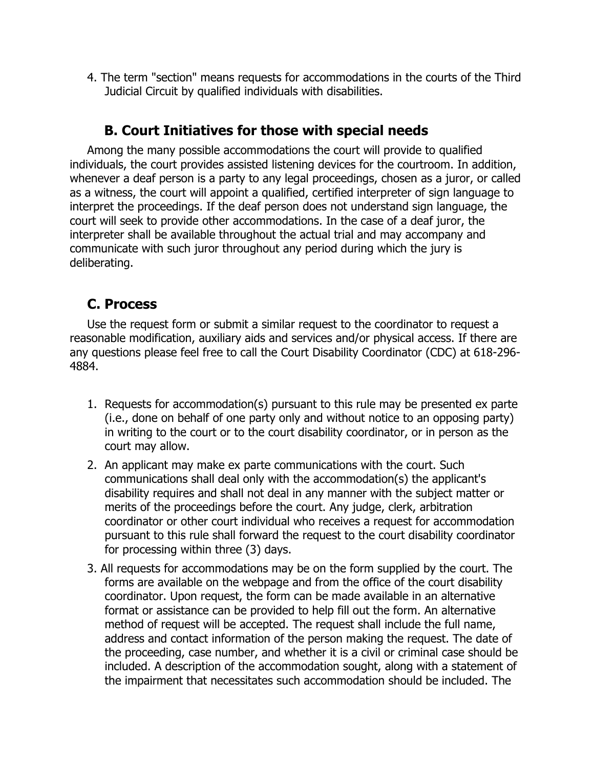4. The term "section" means requests for accommodations in the courts of the Third Judicial Circuit by qualified individuals with disabilities.

## B. Court Initiatives for those with special needs

Among the many possible accommodations the court will provide to qualified individuals, the court provides assisted listening devices for the courtroom. In addition, whenever a deaf person is a party to any legal proceedings, chosen as a juror, or called as a witness, the court will appoint a qualified, certified interpreter of sign language to interpret the proceedings. If the deaf person does not understand sign language, the court will seek to provide other accommodations. In the case of a deaf juror, the interpreter shall be available throughout the actual trial and may accompany and communicate with such juror throughout any period during which the jury is deliberating.

## C. Process

Use the request form or submit a similar request to the coordinator to request a reasonable modification, auxiliary aids and services and/or physical access. If there are any questions please feel free to call the Court Disability Coordinator (CDC) at 618-296-4884.

1. Requests for accommodation(s) pursuant to this rule may be presented ex parte (i.e., done on behalf of one party only and without notice to an opposing party) in writing to the court or to the court disability coordinator, or in person as the court may allow.
2. An applicant may make ex parte communications with the court. Such communications shall deal only with the accommodation(s) the applicant's disability requires and shall not deal in any manner with the subject matter or merits of the proceedings before the court. Any judge, clerk, arbitration coordinator or other court individual who receives a request for accommodation pursuant to this rule shall forward the request to the court disability coordinator for processing within three (3) days.
3. All requests for accommodations may be on the form supplied by the court. The forms are available on the webpage and from the office of the court disability coordinator. Upon request, the form can be made available in an alternative format or assistance can be provided to help fill out the form. An alternative method of request will be accepted. The request shall include the full name, address and contact information of the person making the request. The date of the proceeding, case number, and whether it is a civil or criminal case should be included. A description of the accommodation sought, along with a statement of the impairment that necessitates such accommodation should be included. The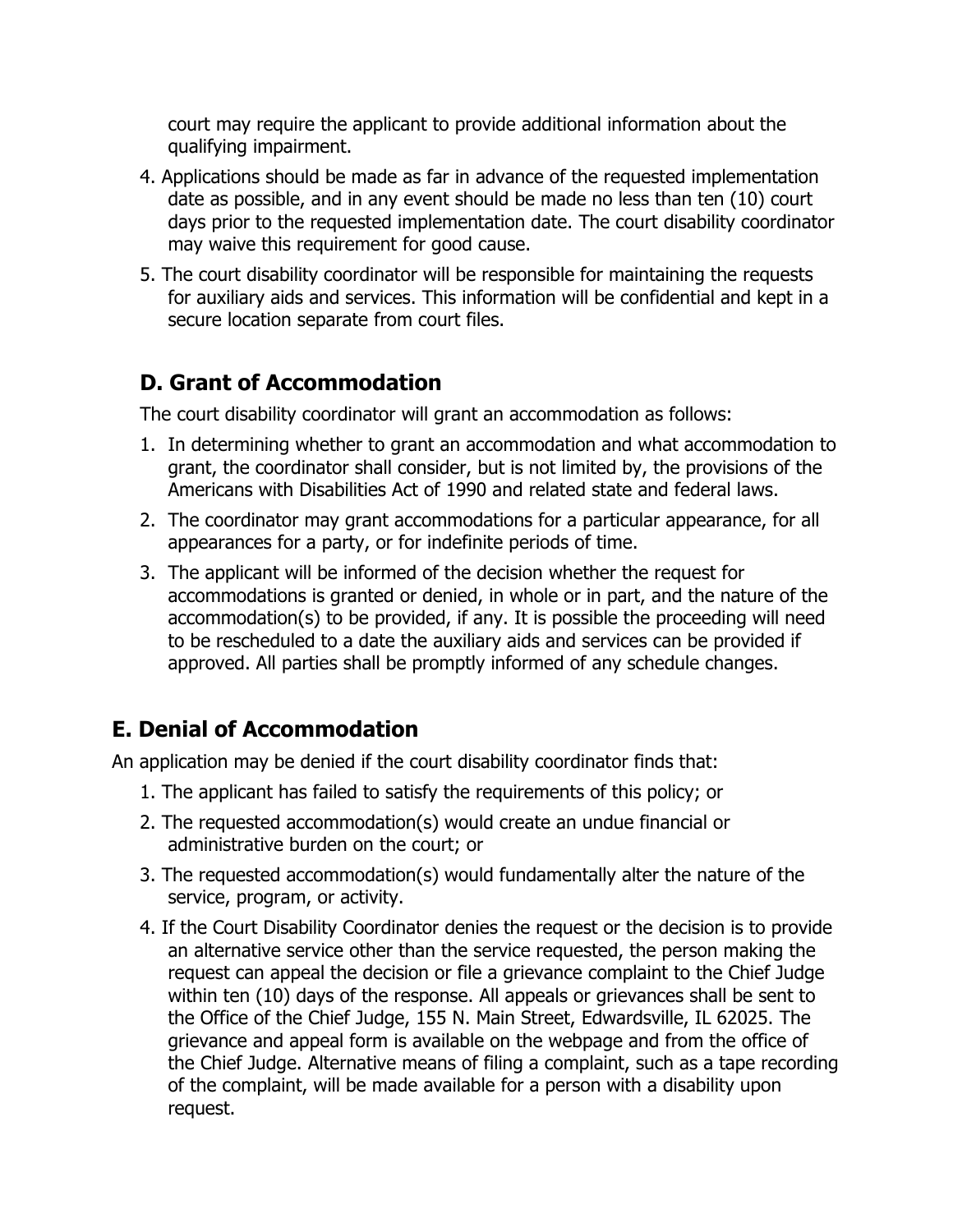court may require the applicant to provide additional information about the qualifying impairment.

4. Applications should be made as far in advance of the requested implementation date as possible, and in any event should be made no less than ten (10) court days prior to the requested implementation date. The court disability coordinator may waive this requirement for good cause.
5. The court disability coordinator will be responsible for maintaining the requests for auxiliary aids and services. This information will be confidential and kept in a secure location separate from court files.

## D. Grant of Accommodation

The court disability coordinator will grant an accommodation as follows:

1. In determining whether to grant an accommodation and what accommodation to grant, the coordinator shall consider, but is not limited by, the provisions of the Americans with Disabilities Act of 1990 and related state and federal laws.
2. The coordinator may grant accommodations for a particular appearance, for all appearances for a party, or for indefinite periods of time.
3. The applicant will be informed of the decision whether the request for accommodations is granted or denied, in whole or in part, and the nature of the accommodation(s) to be provided, if any. It is possible the proceeding will need to be rescheduled to a date the auxiliary aids and services can be provided if approved. All parties shall be promptly informed of any schedule changes.

## E. Denial of Accommodation

An application may be denied if the court disability coordinator finds that:

1. The applicant has failed to satisfy the requirements of this policy; or
2. The requested accommodation(s) would create an undue financial or administrative burden on the court; or
3. The requested accommodation(s) would fundamentally alter the nature of the service, program, or activity.
4. If the Court Disability Coordinator denies the request or the decision is to provide an alternative service other than the service requested, the person making the request can appeal the decision or file a grievance complaint to the Chief Judge within ten (10) days of the response. All appeals or grievances shall be sent to the Office of the Chief Judge, 155 N. Main Street, Edwardsville, IL 62025. The grievance and appeal form is available on the webpage and from the office of the Chief Judge. Alternative means of filing a complaint, such as a tape recording of the complaint, will be made available for a person with a disability upon request.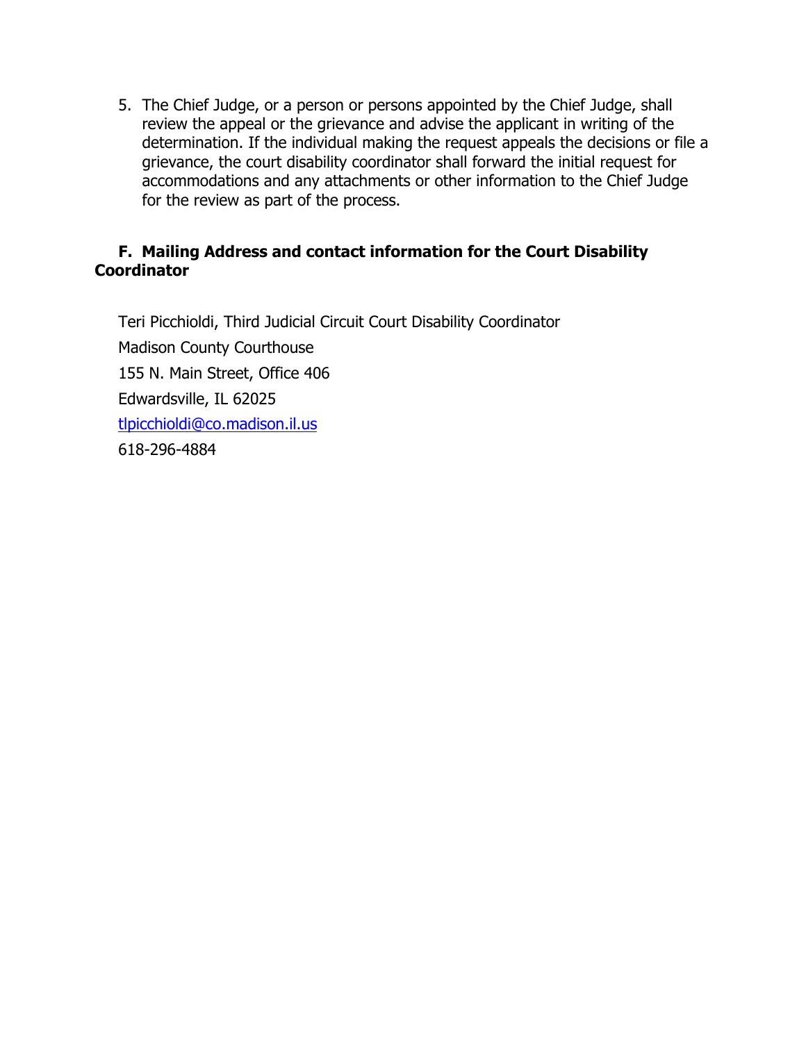5. The Chief Judge, or a person or persons appointed by the Chief Judge, shall review the appeal or the grievance and advise the applicant in writing of the determination. If the individual making the request appeals the decisions or file a grievance, the court disability coordinator shall forward the initial request for accommodations and any attachments or other information to the Chief Judge for the review as part of the process.

## F. Mailing Address and contact information for the Court Disability Coordinator

Teri Picchioldi, Third Judicial Circuit Court Disability Coordinator

Madison County Courthouse

155 N. Main Street, Office 406

Edwardsville, IL 62025

tlpicchioldi@co.madison.il.us

618-296-4884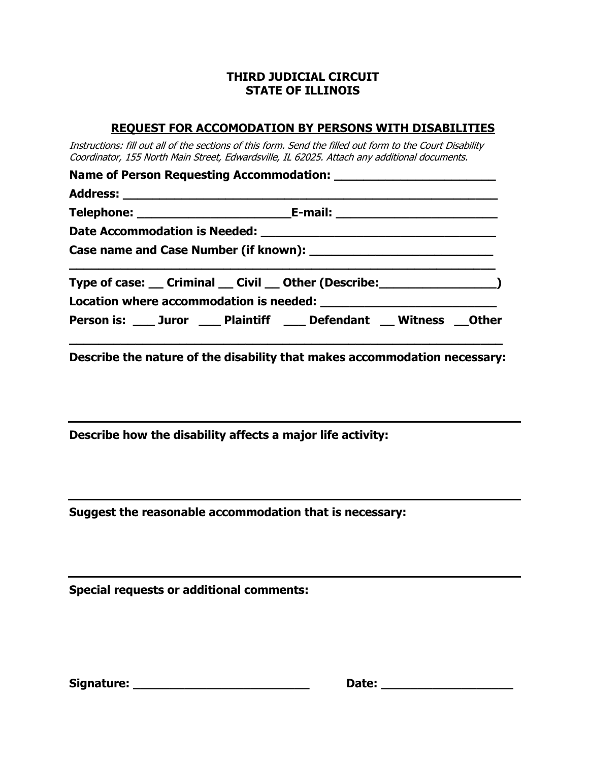**THIRD JUDICIAL CIRCUIT**
**STATE OF ILLINOIS**

## REQUEST FOR ACCOMODATION BY PERSONS WITH DISABILITIES

*Instructions: fill out all of the sections of this form. Send the filled out form to the Court Disability Coordinator, 155 North Main Street, Edwardsville, IL 62025. Attach any additional documents.*

**Name of Person Requesting Accommodation: ________________________**

**Address: ________________________________________________________**

**Telephone: ______________________E-mail: ________________________**

**Date Accommodation is Needed: ___________________________________**

**Case name and Case Number (if known): ___________________________**

**________________________________________________________________**

**Type of case: __ Criminal __ Civil __ Other (Describe:_________________)**

**Location where accommodation is needed: __________________________**

**Person is: ___ Juror ___ Plaintiff ___ Defendant __ Witness __Other**

**________________________________________________________________**

**Describe the nature of the disability that makes accommodation necessary:**

---

**Describe how the disability affects a major life activity:**

---

**Suggest the reasonable accommodation that is necessary:**

---

**Special requests or additional comments:**

**Signature: __________________________ Date: ___________________**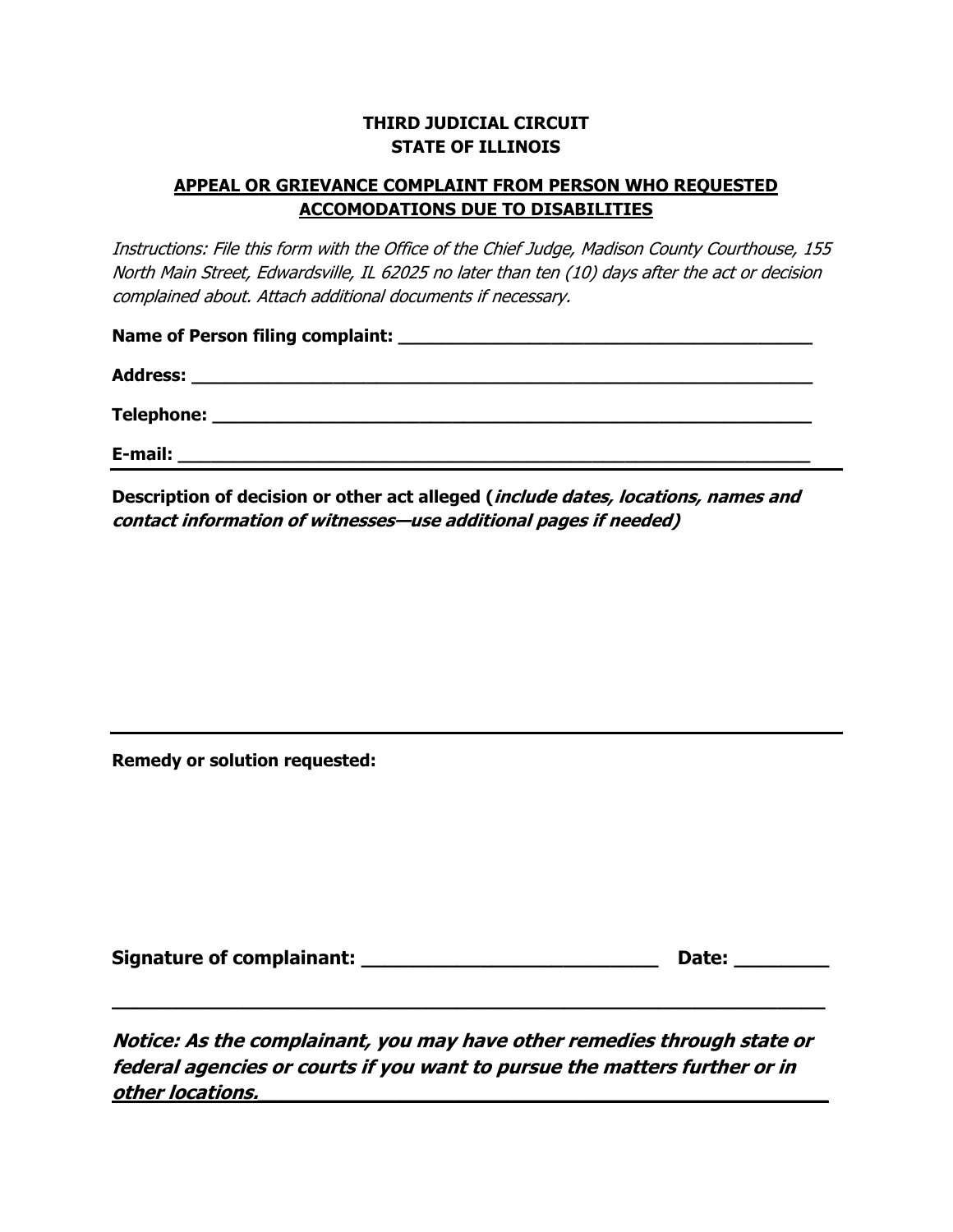**THIRD JUDICIAL CIRCUIT**
**STATE OF ILLINOIS**

**APPEAL OR GRIEVANCE COMPLAINT FROM PERSON WHO REQUESTED ACCOMODATIONS DUE TO DISABILITIES**

*Instructions: File this form with the Office of the Chief Judge, Madison County Courthouse, 155 North Main Street, Edwardsville, IL 62025 no later than ten (10) days after the act or decision complained about. Attach additional documents if necessary.*

**Name of Person filing complaint:** ________________________________________

**Address:** ________________________________________________________________

**Telephone:** ______________________________________________________________

**E-mail:** _________________________________________________________________

---

**Description of decision or other act alleged (*include dates, locations, names and contact information of witnesses—use additional pages if needed)***

---

**Remedy or solution requested:**

**Signature of complainant:** ___________________________ **Date:** ________

---

***Notice: As the complainant, you may have other remedies through state or federal agencies or courts if you want to pursue the matters further or in other locations.***